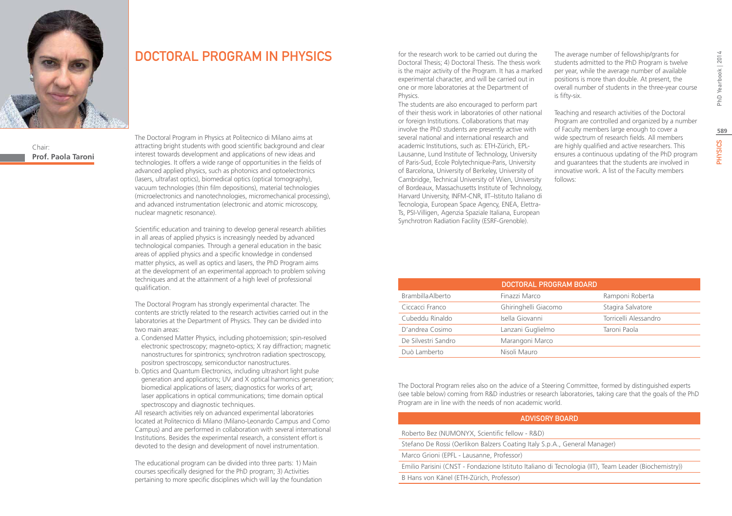# DOCTORAL PROGRAM IN PHYSICS

Chair:
**Prof. Paola Taroni**

The Doctoral Program in Physics at Politecnico di Milano aims at attracting bright students with good scientific background and clear interest towards development and applications of new ideas and technologies. It offers a wide range of opportunities in the fields of advanced applied physics, such as photonics and optoelectronics (lasers, ultrafast optics), biomedical optics (optical tomography), vacuum technologies (thin film depositions), material technologies (microelectronics and nanotechnologies, micromechanical processing), and advanced instrumentation (electronic and atomic microscopy, nuclear magnetic resonance).

Scientific education and training to develop general research abilities in all areas of applied physics is increasingly needed by advanced technological companies. Through a general education in the basic areas of applied physics and a specific knowledge in condensed matter physics, as well as optics and lasers, the PhD Program aims at the development of an experimental approach to problem solving techniques and at the attainment of a high level of professional qualification.

The Doctoral Program has strongly experimental character. The contents are strictly related to the research activities carried out in the laboratories at the Department of Physics. They can be divided into two main areas:

a. Condensed Matter Physics, including photoemission; spin-resolved electronic spectroscopy; magneto-optics; X ray diffraction; magnetic nanostructures for spintronics; synchrotron radiation spectroscopy, positron spectroscopy, semiconductor nanostructures.
b. Optics and Quantum Electronics, including ultrashort light pulse generation and applications; UV and X optical harmonics generation; biomedical applications of lasers; diagnostics for works of art; laser applications in optical communications; time domain optical spectroscopy and diagnostic techniques.

All research activities rely on advanced experimental laboratories located at Politecnico di Milano (Milano-Leonardo Campus and Como Campus) and are performed in collaboration with several international Institutions. Besides the experimental research, a consistent effort is devoted to the design and development of novel instrumentation.

The educational program can be divided into three parts: 1) Main courses specifically designed for the PhD program; 3) Activities pertaining to more specific disciplines which will lay the foundation for the research work to be carried out during the Doctoral Thesis; 4) Doctoral Thesis. The thesis work is the major activity of the Program. It has a marked experimental character, and will be carried out in one or more laboratories at the Department of Physics.

The students are also encouraged to perform part of their thesis work in laboratories of other national or foreign Institutions. Collaborations that may involve the PhD students are presently active with several national and international research and academic Institutions, such as: ETH-Zürich, EPL-Lausanne, Lund Institute of Technology, University of Paris-Sud, Ecole Polytechnique-Paris, University of Barcelona, University of Berkeley, University of Cambridge, Technical University of Wien, University of Bordeaux, Massachusetts Institute of Technology, Harvard University, INFM-CNR, IIT–Istituto Italiano di Tecnologia, European Space Agency, ENEA, Elettra-Ts, PSI-Villigen, Agenzia Spaziale Italiana, European Synchrotron Radiation Facility (ESRF-Grenoble).

The average number of fellowship/grants for students admitted to the PhD Program is twelve per year, while the average number of available positions is more than double. At present, the overall number of students in the three-year course is fifty-six.

Teaching and research activities of the Doctoral Program are controlled and organized by a number of Faculty members large enough to cover a wide spectrum of research fields. All members are highly qualified and active researchers. This ensures a continuous updating of the PhD program and guarantees that the students are involved in innovative work. A list of the Faculty members follows:

| DOCTORAL PROGRAM BOARD | | |
|---|---|---|
| Brambilla Alberto | Finazzi Marco | Ramponi Roberta |
| Ciccacci Franco | Ghiringhelli Giacomo | Stagira Salvatore |
| Cubeddu Rinaldo | Isella Giovanni | Torricelli Alessandro |
| D'andrea Cosimo | Lanzani Guglielmo | Taroni Paola |
| De Silvestri Sandro | Marangoni Marco | |
| Duò Lamberto | Nisoli Mauro | |

The Doctoral Program relies also on the advice of a Steering Committee, formed by distinguished experts (see table below) coming from R&D industries or research laboratories, taking care that the goals of the PhD Program are in line with the needs of non academic world.

| ADVISORY BOARD |
|---|
| Roberto Bez (NUMONYX, Scientific fellow - R&D) |
| Stefano De Rossi (Oerlikon Balzers Coating Italy S.p.A., General Manager) |
| Marco Grioni (EPFL - Lausanne, Professor) |
| Emilio Parisini (CNST - Fondazione Istituto Italiano di Tecnologia (IIT), Team Leader (Biochemistry)) |
| B Hans von Känel (ETH-Zürich, Professor) |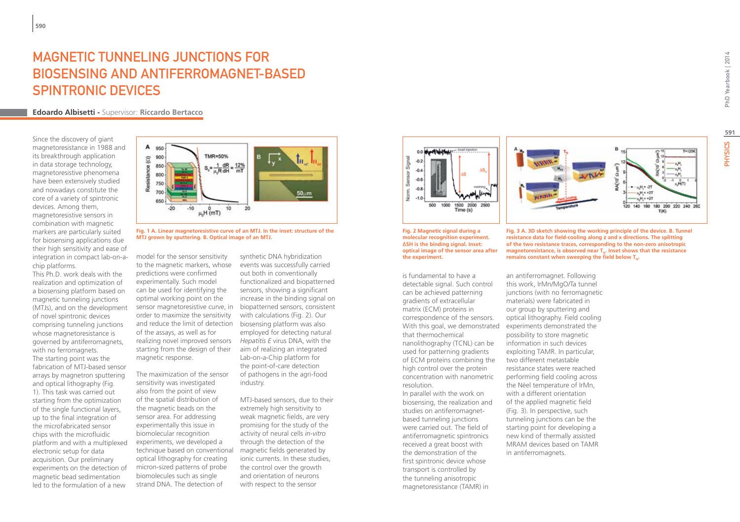# MAGNETIC TUNNELING JUNCTIONS FOR BIOSENSING AND ANTIFERROMAGNET-BASED SPINTRONIC DEVICES

**Edoardo Albisetti -** Supervisor: **Riccardo Bertacco**

Since the discovery of giant magnetoresistance in 1988 and its breakthrough application in data storage technology, magnetoresistive phenomena have been extensively studied and nowadays constitute the core of a variety of spintronic devices. Among them, magnetoresistive sensors in combination with magnetic markers are particularly suited for biosensing applications due their high sensitivity and ease of integration in compact lab-on-a-chip platforms.

This Ph.D. work deals with the realization and optimization of a biosensing platform based on magnetic tunneling junctions (MTJs), and on the development of novel spintronic devices comprising tunneling junctions whose magnetoresistance is governed by antiferromagnets, with no ferromagnets.

The starting point was the fabrication of MTJ-based sensor arrays by magnetron sputtering and optical lithography (Fig. 1). This task was carried out starting from the optimization of the single functional layers, up to the final integration of the microfabricated sensor chips with the microfluidic platform and with a multiplexed electronic setup for data acquisition. Our preliminary experiments on the detection of magnetic bead sedimentation led to the formulation of a new model for the sensor sensitivity to the magnetic markers, whose predictions were confirmed experimentally. Such model can be used for identifying the optimal working point on the sensor magnetoresistive curve, in order to maximize the sensitivity and reduce the limit of detection of the assays, as well as for realizing novel improved sensors starting from the design of their magnetic response.

**Fig. 1 A. Linear magnetoresistive curve of an MTJ. In the inset: structure of the MTJ grown by sputtering. B. Optical image of an MTJ.**

The maximization of the sensor sensitivity was investigated also from the point of view of the spatial distribution of the magnetic beads on the sensor area. For addressing experimentally this issue in biomolecular recognition experiments, we developed a technique based on conventional optical lithography for creating micron-sized patterns of probe biomolecules such as single strand DNA. The detection of synthetic DNA hybridization events was successfully carried out both in conventionally functionalized and biopatterned sensors, showing a significant increase in the binding signal on biopatterned sensors, consistent with calculations (Fig. 2). Our biosensing platform was also employed for detecting natural *Hepatitis E* virus DNA, with the aim of realizing an integrated Lab-on-a-Chip platform for the point-of-care detection of pathogens in the agri-food industry.

MTJ-based sensors, due to their extremely high sensitivity to weak magnetic fields, are very promising for the study of the activity of neural cells *in-vitro* through the detection of magnetic fields generated by ionic currents. In these studies, the control over the growth and orientation of neurons with respect to the sensor is fundamental to have a detectable signal. Such control can be achieved patterning gradients of extracellular matrix (ECM) proteins in correspondence of the sensors. With this goal, we demonstrated that thermochemical nanolithography (TCNL) can be used for patterning gradients of ECM proteins combining the high control over the protein concentration with nanometric resolution.

**Fig. 2 Magnetic signal during a molecular recognition experiment. ΔSH is the binding signal. Inset: optical image of the sensor area after the experiment.**

In parallel with the work on biosensing, the realization and studies on antiferromagnet-based tunneling junctions were carried out. The field of antiferromagnetic spintronics received a great boost with the demonstration of the first spintronic device whose transport is controlled by the tunneling anisotropic magnetoresistance (TAMR) in an antiferromagnet. Following this work, IrMn/MgO/Ta tunnel junctions (with no ferromagnetic materials) were fabricated in our group by sputtering and optical lithography. Field cooling experiments demonstrated the possibility to store magnetic information in such devices exploiting TAMR. In particular, two different metastable resistance states were reached performing field cooling across the Néel temperature of IrMn, with a different orientation of the applied magnetic field (Fig. 3). In perspective, such tunneling junctions can be the starting point for developing a new kind of thermally assisted MRAM devices based on TAMR in antiferromagnets.

**Fig. 3 A. 3D sketch showing the working principle of the device. B. Tunnel resistance data for field-cooling along z and x directions. The splitting of the two resistance traces, corresponding to the non-zero anisotropic magnetoresistance, is observed near $T_N$. Inset shows that the resistance remains constant when sweeping the field below $T_N$.**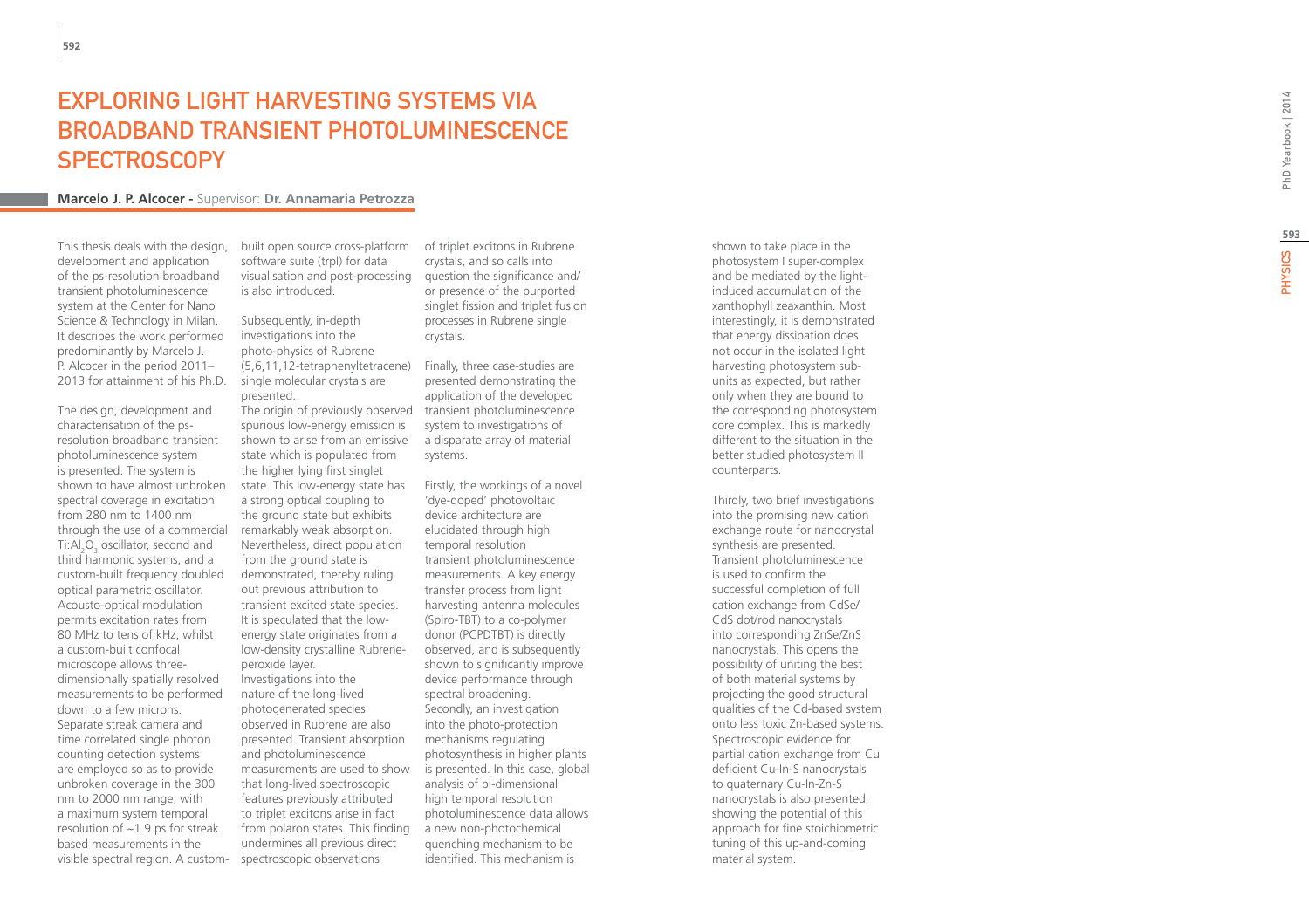# Exploring Light Harvesting Systems via Broadband Transient Photoluminescence Spectroscopy

**Marcelo J. P. Alcocer** - Supervisor: **Dr. Annamaria Petrozza**

This thesis deals with the design, development and application of the ps-resolution broadband transient photoluminescence system at the Center for Nano Science & Technology in Milan. It describes the work performed predominantly by Marcelo J. P. Alcocer in the period 2011–2013 for attainment of his Ph.D.

The design, development and characterisation of the ps-resolution broadband transient photoluminescence system is presented. The system is shown to have almost unbroken spectral coverage in excitation from 280 nm to 1400 nm through the use of a commercial Ti:$Al_2O_3$ oscillator, second and third harmonic systems, and a custom-built frequency doubled optical parametric oscillator. Acousto-optical modulation permits excitation rates from 80 MHz to tens of kHz, whilst a custom-built confocal microscope allows three-dimensionally spatially resolved measurements to be performed down to a few microns. Separate streak camera and time correlated single photon counting detection systems are employed so as to provide unbroken coverage in the 300 nm to 2000 nm range, with a maximum system temporal resolution of ~1.9 ps for streak based measurements in the visible spectral region. A custom-built open source cross-platform software suite (trpl) for data visualisation and post-processing is also introduced.

Subsequently, in-depth investigations into the photo-physics of Rubrene (5,6,11,12-tetraphenyltetracene) single molecular crystals are presented.
The origin of previously observed spurious low-energy emission is shown to arise from an emissive state which is populated from the higher lying first singlet state. This low-energy state has a strong optical coupling to the ground state but exhibits remarkably weak absorption. Nevertheless, direct population from the ground state is demonstrated, thereby ruling out previous attribution to transient excited state species. It is speculated that the low-energy state originates from a low-density crystalline Rubrene-peroxide layer.
Investigations into the nature of the long-lived photogenerated species observed in Rubrene are also presented. Transient absorption and photoluminescence measurements are used to show that long-lived spectroscopic features previously attributed to triplet excitons arise in fact from polaron states. This finding undermines all previous direct spectroscopic observations of triplet excitons in Rubrene crystals, and so calls into question the significance and/or presence of the purported singlet fission and triplet fusion processes in Rubrene single crystals.

Finally, three case-studies are presented demonstrating the application of the developed transient photoluminescence system to investigations of a disparate array of material systems.

Firstly, the workings of a novel 'dye-doped' photovoltaic device architecture are elucidated through high temporal resolution transient photoluminescence measurements. A key energy transfer process from light harvesting antenna molecules (Spiro-TBT) to a co-polymer donor (PCPDTBT) is directly observed, and is subsequently shown to significantly improve device performance through spectral broadening.
Secondly, an investigation into the photo-protection mechanisms regulating photosynthesis in higher plants is presented. In this case, global analysis of bi-dimensional high temporal resolution photoluminescence data allows a new non-photochemical quenching mechanism to be identified. This mechanism is shown to take place in the photosystem I super-complex and be mediated by the light-induced accumulation of the xanthophyll zeaxanthin. Most interestingly, it is demonstrated that energy dissipation does not occur in the isolated light harvesting photosystem sub-units as expected, but rather only when they are bound to the corresponding photosystem core complex. This is markedly different to the situation in the better studied photosystem II counterparts.

Thirdly, two brief investigations into the promising new cation exchange route for nanocrystal synthesis are presented. Transient photoluminescence is used to confirm the successful completion of full cation exchange from CdSe/CdS dot/rod nanocrystals into corresponding ZnSe/ZnS nanocrystals. This opens the possibility of uniting the best of both material systems by projecting the good structural qualities of the Cd-based system onto less toxic Zn-based systems. Spectroscopic evidence for partial cation exchange from Cu deficient Cu-In-S nanocrystals to quaternary Cu-In-Zn-S nanocrystals is also presented, showing the potential of this approach for fine stoichiometric tuning of this up-and-coming material system.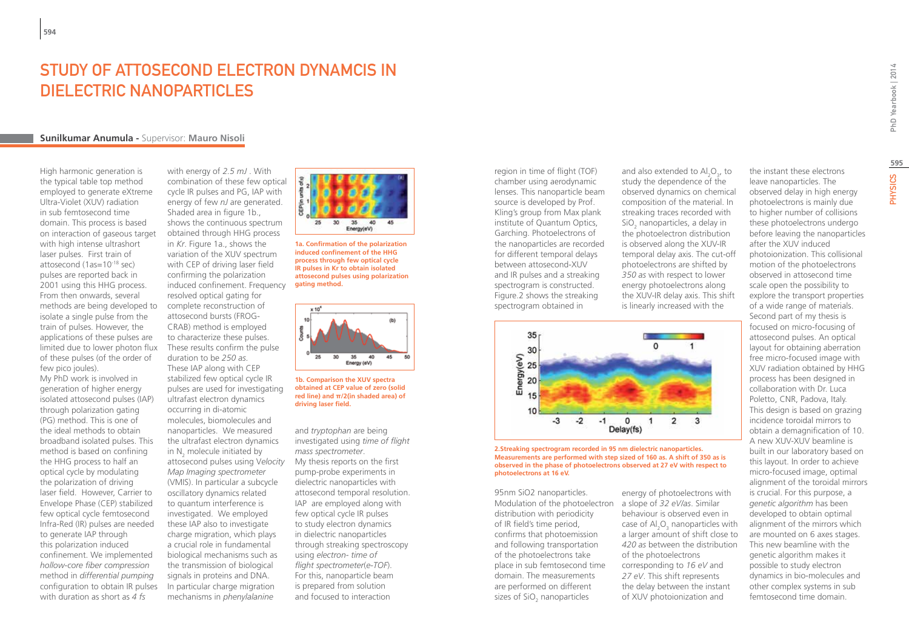# STUDY OF ATTOSECOND ELECTRON DYNAMCIS IN DIELECTRIC NANOPARTICLES

**Sunilkumar Anumula** - Supervisor: **Mauro Nisoli**

High harmonic generation is the typical table top method employed to generate eXtreme Ultra-Violet (XUV) radiation in sub femtosecond time domain. This process is based on interaction of gaseous target with high intense ultrashort laser pulses. First train of attosecond (1as=$10^{-18}$ sec) pulses are reported back in 2001 using this HHG process. From then onwards, several methods are being developed to isolate a single pulse from the train of pulses. However, the applications of these pulses are limited due to lower photon flux of these pulses (of the order of few pico joules).

My PhD work is involved in generation of higher energy isolated attosecond pulses (IAP) through polarization gating (PG) method. This is one of the ideal methods to obtain broadband isolated pulses. This method is based on confining the HHG process to half an optical cycle by modulating the polarization of driving laser field. However, Carrier to Envelope Phase (CEP) stabilized few optical cycle femtosecond Infra-Red (IR) pulses are needed to generate IAP through this polarization induced confinement. We implemented *hollow-core fiber compression* method in *differential pumping* configuration to obtain IR pulses with duration as short as *4 fs* with energy of *2.5 mJ* . With combination of these few optical cycle IR pulses and PG, IAP with energy of few *nJ* are generated. Shaded area in figure 1b., shows the continuous spectrum obtained through HHG process in *Kr*. Figure 1a., shows the variation of the XUV spectrum with CEP of driving laser field confirming the polarization induced confinement. Frequency resolved optical gating for complete reconstruction of attosecond bursts (FROG-CRAB) method is employed to characterize these pulses. These results confirm the pulse duration to be *250 as*.

These IAP along with CEP stabilized few optical cycle IR pulses are used for investigating ultrafast electron dynamics occurring in di-atomic molecules, biomolecules and nanoparticles. We measured the ultrafast electron dynamics in $N_2$ molecule initiated by attosecond pulses using *Velocity Map Imaging spectrometer* (VMIS). In particular a subcycle oscillatory dynamics related to quantum interference is investigated. We employed these IAP also to investigate charge migration, which plays a crucial role in fundamental biological mechanisms such as the transmission of biological signals in proteins and DNA. In particular charge migration mechanisms in *phenylalanine* and *tryptophan* are being investigated using *time of flight mass spectrometer*.

**1a. Confirmation of the polarization induced confinement of the HHG process through few optical cycle IR pulses in Kr to obtain isolated attosecond pulses using polarization gating method.**

**1b. Comparison the XUV spectra obtained at CEP value of zero (solid red line) and π/2(in shaded area) of driving laser field.**

My thesis reports on the first pump-probe experiments in dielectric nanoparticles with attosecond temporal resolution. IAP are employed along with few optical cycle IR pulses to study electron dynamics in dielectric nanoparticles through streaking spectroscopy using *electron- time of flight spectrometer(e-TOF)*. For this, nanoparticle beam is prepared from solution and focused to interaction region in time of flight (TOF) chamber using aerodynamic lenses. This nanoparticle beam source is developed by Prof. Kling's group from Max plank institute of Quantum Optics, Garching. Photoelectrons of the nanoparticles are recorded for different temporal delays between attosecond-XUV and IR pulses and a streaking spectrogram is constructed. Figure.2 shows the streaking spectrogram obtained in 95nm SiO2 nanoparticles. Modulation of the photoelectron distribution with periodicity of IR field's time period, confirms that photoemission and following transportation of the photoelectrons take place in sub femtosecond time domain. The measurements are performed on different sizes of $SiO_2$ nanoparticles and also extended to $Al_2O_3$, to study the dependence of the observed dynamics on chemical composition of the material. In streaking traces recorded with $SiO_2$ nanoparticles, a delay in the photoelectron distribution is observed along the XUV-IR temporal delay axis. The cut-off photoelectrons are shifted by *350 as* with respect to lower energy photoelectrons along the XUV-IR delay axis. This shift is linearly increased with the energy of photoelectrons with a slope of *32 eV/as*. Similar behaviour is observed even in case of $Al_2O_3$ nanoparticles with a larger amount of shift close to *420 as* between the distribution of the photoelectrons corresponding to *16 eV* and *27 eV*. This shift represents the delay between the instant of XUV photoionization and the instant these electrons leave nanoparticles. The observed delay in high energy photoelectrons is mainly due to higher number of collisions these photoelectrons undergo before leaving the nanoparticles after the XUV induced photoionization. This collisional motion of the photoelectrons observed in attosecond time scale open the possibility to explore the transport properties of a wide range of materials.

**2.Streaking spectrogram recorded in 95 nm dielectric nanoparticles. Measurements are performed with step sized of 160 as. A shift of 350 as is observed in the phase of photoelectrons observed at 27 eV with respect to photoelectrons at 16 eV.**

Second part of my thesis is focused on micro-focusing of attosecond pulses. An optical layout for obtaining aberration free micro-focused image with XUV radiation obtained by HHG process has been designed in collaboration with Dr. Luca Poletto, CNR, Padova, Italy. This design is based on grazing incidence toroidal mirrors to obtain a demagnification of 10. A new XUV-XUV beamline is built in our laboratory based on this layout. In order to achieve micro-focused image, optimal alignment of the toroidal mirrors is crucial. For this purpose, a *genetic algorithm* has been developed to obtain optimal alignment of the mirrors which are mounted on 6 axes stages. This new beamline with the genetic algorithm makes it possible to study electron dynamics in bio-molecules and other complex systems in sub femtosecond time domain.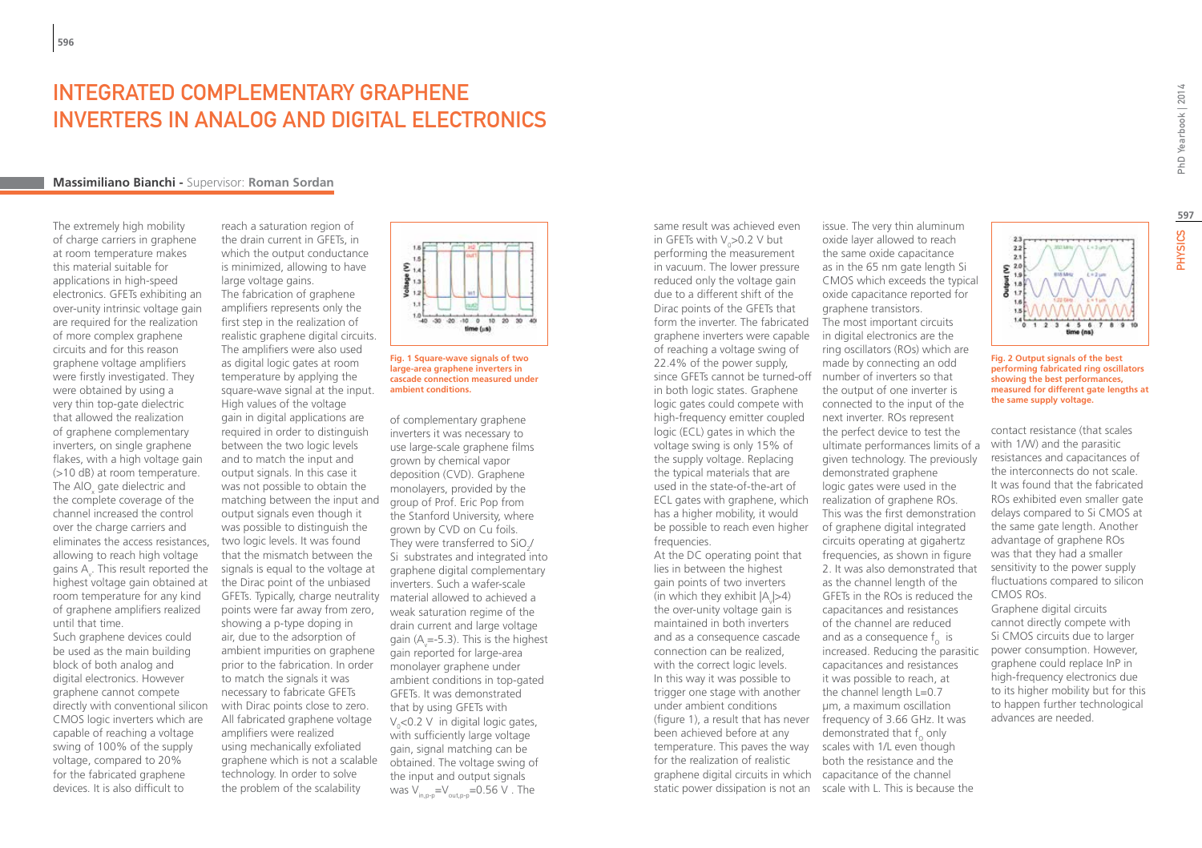# INTEGRATED COMPLEMENTARY GRAPHENE INVERTERS IN ANALOG AND DIGITAL ELECTRONICS

**Massimiliano Bianchi** - Supervisor: **Roman Sordan**

The extremely high mobility of charge carriers in graphene at room temperature makes this material suitable for applications in high-speed electronics. GFETs exhibiting an over-unity intrinsic voltage gain are required for the realization of more complex graphene circuits and for this reason graphene voltage amplifiers were firstly investigated. They were obtained by using a very thin top-gate dielectric that allowed the realization of graphene complementary inverters, on single graphene flakes, with a high voltage gain (>10 dB) at room temperature. The $AlO_x$ gate dielectric and the complete coverage of the channel increased the control over the charge carriers and eliminates the access resistances, allowing to reach high voltage gains $A_v$. This result reported the highest voltage gain obtained at room temperature for any kind of graphene amplifiers realized until that time.

Such graphene devices could be used as the main building block of both analog and digital electronics. However graphene cannot compete directly with conventional silicon CMOS logic inverters which are capable of reaching a voltage swing of 100% of the supply voltage, compared to 20% for the fabricated graphene devices. It is also difficult to reach a saturation region of the drain current in GFETs, in which the output conductance is minimized, allowing to have large voltage gains.

The fabrication of graphene amplifiers represents only the first step in the realization of realistic graphene digital circuits. The amplifiers were also used as digital logic gates at room temperature by applying the square-wave signal at the input. High values of the voltage gain in digital applications are required in order to distinguish between the two logic levels and to match the input and output signals. In this case it was not possible to obtain the matching between the input and output signals even though it was possible to distinguish the two logic levels. It was found that the mismatch between the signals is equal to the voltage at the Dirac point of the unbiased GFETs. Typically, charge neutrality points were far away from zero, showing a p-type doping in air, due to the adsorption of ambient impurities on graphene prior to the fabrication. In order to match the signals it was necessary to fabricate GFETs with Dirac points close to zero. All fabricated graphene voltage amplifiers were realized using mechanically exfoliated graphene which is not a scalable technology. In order to solve the problem of the scalability of complementary graphene inverters it was necessary to use large-scale graphene films grown by chemical vapor deposition (CVD). Graphene monolayers, provided by the group of Prof. Eric Pop from the Stanford University, where grown by CVD on Cu foils. They were transferred to $SiO_2$/Si substrates and integrated into graphene digital complementary inverters. Such a wafer-scale material allowed to achieved a weak saturation regime of the drain current and large voltage gain ($A_v$=-5.3). This is the highest gain reported for large-area monolayer graphene under ambient conditions in top-gated GFETs. It was demonstrated that by using GFETs with $V_0$<0.2 V in digital logic gates, with sufficiently large voltage gain, signal matching can be obtained. The voltage swing of the input and output signals was $V_{in,p-p}$=$V_{out,p-p}$=0.56 V . The same result was achieved even in GFETs with $V_0$>0.2 V but performing the measurement in vacuum. The lower pressure reduced only the voltage gain due to a different shift of the Dirac points of the GFETs that form the inverter. The fabricated graphene inverters were capable of reaching a voltage swing of 22.4% of the power supply, since GFETs cannot be turned-off in both logic states. Graphene logic gates could compete with high-frequency emitter coupled logic (ECL) gates in which the voltage swing is only 15% of the supply voltage. Replacing the typical materials that are used in the state-of-the-art of ECL gates with graphene, which has a higher mobility, it would be possible to reach even higher frequencies.

Fig. 1 Square-wave signals of two large-area graphene inverters in cascade connection measured under ambient conditions.

At the DC operating point that lies in between the highest gain points of two inverters (in which they exhibit $|A_v|$>4) the over-unity voltage gain is maintained in both inverters and as a consequence cascade connection can be realized, with the correct logic levels. In this way it was possible to trigger one stage with another under ambient conditions (figure 1), a result that has never been achieved before at any temperature. This paves the way for the realization of realistic graphene digital circuits in which static power dissipation is not an issue. The very thin aluminum oxide layer allowed to reach the same oxide capacitance as in the 65 nm gate length Si CMOS which exceeds the typical oxide capacitance reported for graphene transistors.

The most important circuits in digital electronics are the ring oscillators (ROs) which are made by connecting an odd number of inverters so that the output of one inverter is connected to the input of the next inverter. ROs represent the perfect device to test the ultimate performances limits of a given technology. The previously demonstrated graphene logic gates were used in the realization of graphene ROs. This was the first demonstration of graphene digital integrated circuits operating at gigahertz frequencies, as shown in figure 2. It was also demonstrated that as the channel length of the GFETs in the ROs is reduced the capacitances and resistances of the channel are reduced and as a consequence $f_0$ is increased. Reducing the parasitic capacitances and resistances it was possible to reach, at the channel length L=0.7 μm, a maximum oscillation frequency of 3.66 GHz. It was demonstrated that $f_0$ only scales with 1/L even though both the resistance and the capacitance of the channel scale with L. This is because the contact resistance (that scales with 1/W) and the parasitic resistances and capacitances of the interconnects do not scale. It was found that the fabricated ROs exhibited even smaller gate delays compared to Si CMOS at the same gate length. Another advantage of graphene ROs was that they had a smaller sensitivity to the power supply fluctuations compared to silicon CMOS ROs.

Fig. 2 Output signals of the best performing fabricated ring oscillators showing the best performances, measured for different gate lengths at the same supply voltage.

Graphene digital circuits cannot directly compete with Si CMOS circuits due to larger power consumption. However, graphene could replace InP in high-frequency electronics due to its higher mobility but for this to happen further technological advances are needed.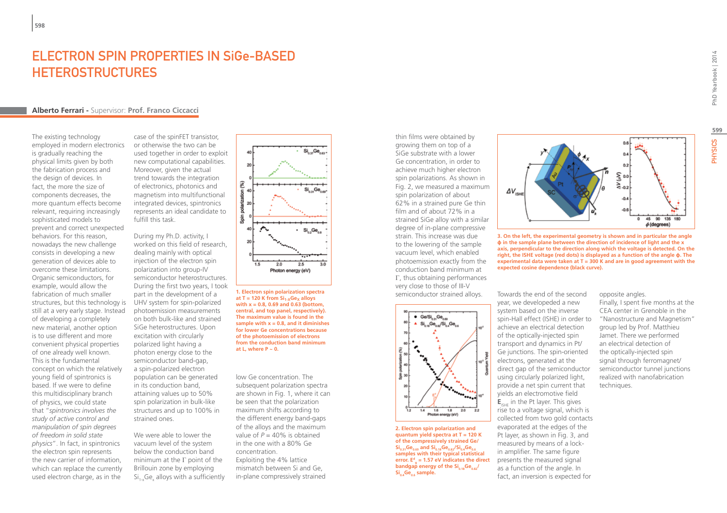# ELECTRON SPIN PROPERTIES IN SiGe-BASED HETEROSTRUCTURES

**Alberto Ferrari -** Supervisor: **Prof. Franco Ciccacci**

The existing technology employed in modern electronics is gradually reaching the physical limits given by both the fabrication process and the design of devices. In fact, the more the size of components decreases, the more quantum effects become relevant, requiring increasingly sophisticated models to prevent and correct unexpected behaviors. For this reason, nowadays the new challenge consists in developing a new generation of devices able to overcome these limitations. Organic semiconductors, for example, would allow the fabrication of much smaller structures, but this technology is still at a very early stage. Instead of developing a completely new material, another option is to use different and more convenient physical properties of one already well known. This is the fundamental concept on which the relatively young field of spintronics is based. If we were to define this multidisciplinary branch of physics, we could state that "*spintronics involves the study of active control and manipulation of spin degrees of freedom in solid state physics*". In fact, in spintronics the electron spin represents the new carrier of information, which can replace the currently used electron charge, as in the case of the spinFET transistor, or otherwise the two can be used together in order to exploit new computational capabilities. Moreover, given the actual trend towards the integration of electronics, photonics and magnetism into multifunctional integrated devices, spintronics represents an ideal candidate to fulfill this task.

During my Ph.D. activity, I worked on this field of research, dealing mainly with optical injection of the electron spin polarization into group-IV semiconductor heterostructures. During the first two years, I took part in the development of a UHV system for spin-polarized photoemission measurements on both bulk-like and strained SiGe heterostructures. Upon excitation with circularly polarized light having a photon energy close to the semiconductor band-gap, a spin-polarized electron population can be generated in its conduction band, attaining values up to 50% spin polarization in bulk-like structures and up to 100% in strained ones.

We were able to lower the vacuum level of the system below the conduction band minimum at the Γ point of the Brillouin zone by employing $Si_{1-x}Ge_x$ alloys with a sufficiently low Ge concentration. The subsequent polarization spectra are shown in Fig. 1, where it can be seen that the polarization maximum shifts according to the different energy band-gaps of the alloys and the maximum value of $P$ = 40% is obtained in the one with a 80% Ge concentration.

Exploiting the 4% lattice mismatch between Si and Ge, in-plane compressively strained thin films were obtained by growing them on top of a SiGe substrate with a lower Ge concentration, in order to achieve much higher electron spin polarizations. As shown in Fig. 2, we measured a maximum spin polarization of about 62% in a strained pure Ge thin film and of about 72% in a strained SiGe alloy with a similar degree of in-plane compressive strain. This increase was due to the lowering of the sample vacuum level, which enabled photoemission exactly from the conduction band minimum at Γ, thus obtaining performances very close to those of III-V semiconductor strained alloys.

**1. Electron spin polarization spectra at T = 120 K from $Si_{1-x}Ge_x$ alloys with x = 0.8, 0.69 and 0.63 (bottom, central, and top panel, respectively). The maximum value is found in the sample with x = 0.8, and it diminishes for lower Ge concentrations because of the photoemission of electrons from the conduction band minimum at L, where P ~ 0.**

**2. Electron spin polarization and quantum yield spectra at T = 120 K of the compressively strained Ge/$Si_{0.31}Ge_{0.69}$ and $Si_{0.18}Ge_{0.82}$/$Si_{0.4}Ge_{0.6}$ samples with their typical statistical error. $E^d_g$ = 1.57 eV indicates the direct bandgap energy of the $Si_{0.18}Ge_{0.82}$/$Si_{0.4}Ge_{0.6}$ sample.**

**3. On the left, the experimental geometry is shown and in particular the angle ϕ in the sample plane between the direction of incidence of light and the x axis, perpendicular to the direction along which the voltage is detected. On the right, the ISHE voltage (red dots) is displayed as a function of the angle ϕ. The experimental data were taken at T = 300 K and are in good agreement with the expected cosine dependence (black curve).**

Towards the end of the second year, we developeded a new system based on the inverse spin-Hall effect (ISHE) in order to achieve an electrical detection of the optically-injected spin transport and dynamics in Pt/Ge junctions. The spin-oriented electrons, generated at the direct gap of the semiconductor using circularly polarized light, provide a net spin current that yields an electromotive field $\mathbf{E}_{ISHE}$ in the Pt layer. This gives rise to a voltage signal, which is collected from two gold contacts evaporated at the edges of the Pt layer, as shown in Fig. 3, and measured by means of a lock-in amplifier. The same figure presents the measured signal as a function of the angle. In fact, an inversion is expected for opposite angles.

Finally, I spent five months at the CEA center in Grenoble in the "Nanostructure and Magnetism" group led by Prof. Matthieu Jamet. There we performed an electrical detection of the optically-injected spin signal through ferromagnet/semiconductor tunnel junctions realized with nanofabrication techniques.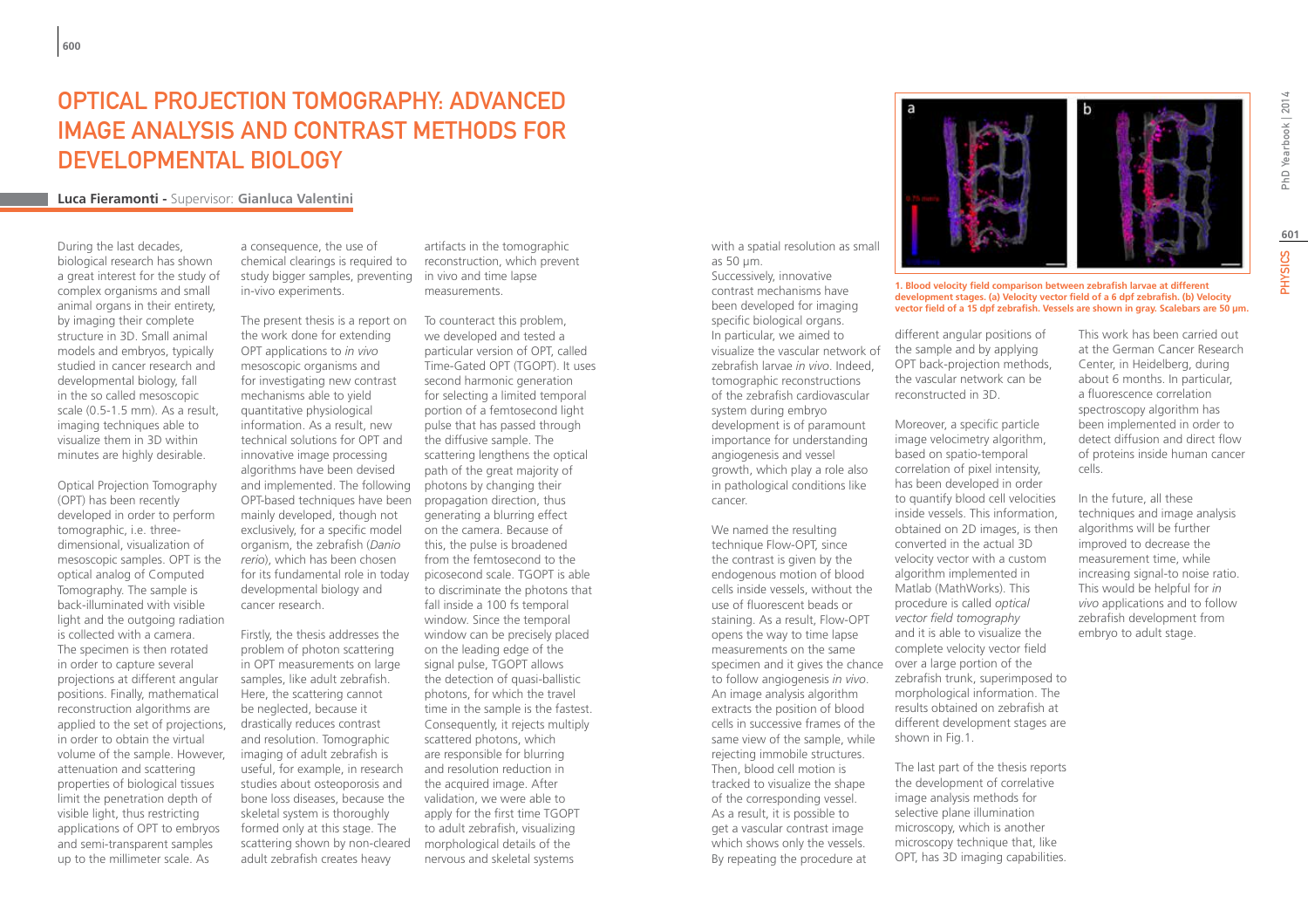# OPTICAL PROJECTION TOMOGRAPHY: ADVANCED IMAGE ANALYSIS AND CONTRAST METHODS FOR DEVELOPMENTAL BIOLOGY

**Luca Fieramonti -** Supervisor: **Gianluca Valentini**

During the last decades, biological research has shown a great interest for the study of complex organisms and small animal organs in their entirety, by imaging their complete structure in 3D. Small animal models and embryos, typically studied in cancer research and developmental biology, fall in the so called mesoscopic scale (0.5-1.5 mm). As a result, imaging techniques able to visualize them in 3D within minutes are highly desirable.

Optical Projection Tomography (OPT) has been recently developed in order to perform tomographic, i.e. three-dimensional, visualization of mesoscopic samples. OPT is the optical analog of Computed Tomography. The sample is back-illuminated with visible light and the outgoing radiation is collected with a camera. The specimen is then rotated in order to capture several projections at different angular positions. Finally, mathematical reconstruction algorithms are applied to the set of projections, in order to obtain the virtual volume of the sample. However, attenuation and scattering properties of biological tissues limit the penetration depth of visible light, thus restricting applications of OPT to embryos and semi-transparent samples up to the millimeter scale. As a consequence, the use of chemical clearings is required to study bigger samples, preventing in-vivo experiments.

The present thesis is a report on the work done for extending OPT applications to *in vivo* mesoscopic organisms and for investigating new contrast mechanisms able to yield quantitative physiological information. As a result, new technical solutions for OPT and innovative image processing algorithms have been devised and implemented. The following OPT-based techniques have been mainly developed, though not exclusively, for a specific model organism, the zebrafish (*Danio rerio*), which has been chosen for its fundamental role in today developmental biology and cancer research.

Firstly, the thesis addresses the problem of photon scattering in OPT measurements on large samples, like adult zebrafish. Here, the scattering cannot be neglected, because it drastically reduces contrast and resolution. Tomographic imaging of adult zebrafish is useful, for example, in research studies about osteoporosis and bone loss diseases, because the skeletal system is thoroughly formed only at this stage. The scattering shown by non-cleared adult zebrafish creates heavy artifacts in the tomographic reconstruction, which prevent in vivo and time lapse measurements.

To counteract this problem, we developed and tested a particular version of OPT, called Time-Gated OPT (TGOPT). It uses second harmonic generation for selecting a limited temporal portion of a femtosecond light pulse that has passed through the diffusive sample. The scattering lengthens the optical path of the great majority of photons by changing their propagation direction, thus generating a blurring effect on the camera. Because of this, the pulse is broadened from the femtosecond to the picosecond scale. TGOPT is able to discriminate the photons that fall inside a 100 fs temporal window. Since the temporal window can be precisely placed on the leading edge of the signal pulse, TGOPT allows the detection of quasi-ballistic photons, for which the travel time in the sample is the fastest. Consequently, it rejects multiply scattered photons, which are responsible for blurring and resolution reduction in the acquired image. After validation, we were able to apply for the first time TGOPT to adult zebrafish, visualizing morphological details of the nervous and skeletal systems with a spatial resolution as small as 50 µm.

Successively, innovative contrast mechanisms have been developed for imaging specific biological organs. In particular, we aimed to visualize the vascular network of zebrafish larvae *in vivo*. Indeed, tomographic reconstructions of the zebrafish cardiovascular system during embryo development is of paramount importance for understanding angiogenesis and vessel growth, which play a role also in pathological conditions like cancer.

We named the resulting technique Flow-OPT, since the contrast is given by the endogenous motion of blood cells inside vessels, without the use of fluorescent beads or staining. As a result, Flow-OPT opens the way to time lapse measurements on the same specimen and it gives the chance to follow angiogenesis *in vivo*. An image analysis algorithm extracts the position of blood cells in successive frames of the same view of the sample, while rejecting immobile structures. Then, blood cell motion is tracked to visualize the shape of the corresponding vessel. As a result, it is possible to get a vascular contrast image which shows only the vessels. By repeating the procedure at different angular positions of the sample and by applying OPT back-projection methods, the vascular network can be reconstructed in 3D.

**1. Blood velocity field comparison between zebrafish larvae at different development stages. (a) Velocity vector field of a 6 dpf zebrafish. (b) Velocity vector field of a 15 dpf zebrafish. Vessels are shown in gray. Scalebars are 50 µm.**

Moreover, a specific particle image velocimetry algorithm, based on spatio-temporal correlation of pixel intensity, has been developed in order to quantify blood cell velocities inside vessels. This information, obtained on 2D images, is then converted in the actual 3D velocity vector with a custom algorithm implemented in Matlab (MathWorks). This procedure is called *optical vector field tomography* and it is able to visualize the complete velocity vector field over a large portion of the zebrafish trunk, superimposed to morphological information. The results obtained on zebrafish at different development stages are shown in Fig.1.

The last part of the thesis reports the development of correlative image analysis methods for selective plane illumination microscopy, which is another microscopy technique that, like OPT, has 3D imaging capabilities. This work has been carried out at the German Cancer Research Center, in Heidelberg, during about 6 months. In particular, a fluorescence correlation spectroscopy algorithm has been implemented in order to detect diffusion and direct flow of proteins inside human cancer cells.

In the future, all these techniques and image analysis algorithms will be further improved to decrease the measurement time, while increasing signal-to noise ratio. This would be helpful for *in vivo* applications and to follow zebrafish development from embryo to adult stage.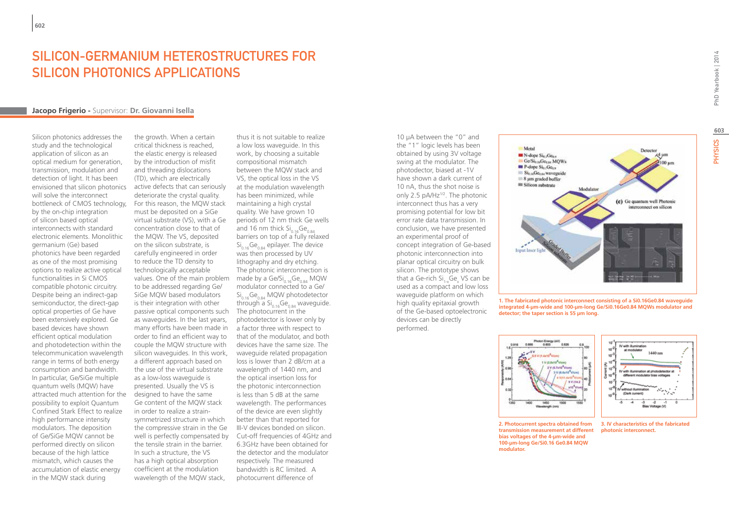# SILICON-GERMANIUM HETEROSTRUCTURES FOR SILICON PHOTONICS APPLICATIONS

**Jacopo Frigerio** - Supervisor: **Dr. Giovanni Isella**

Silicon photonics addresses the study and the technological application of silicon as an optical medium for generation, transmission, modulation and detection of light. It has been envisioned that silicon photonics will solve the interconnect bottleneck of CMOS technology, by the on-chip integration of silicon based optical interconnects with standard electronic elements. Monolithic germanium (Ge) based photonics have been regarded as one of the most promising options to realize active optical functionalities in Si CMOS compatible photonic circuitry. Despite being an indirect-gap semiconductor, the direct-gap optical properties of Ge have been extensively explored. Ge based devices have shown efficient optical modulation and photodetection within the telecommunication wavelength range in terms of both energy consumption and bandwidth. In particular, Ge/SiGe multiple quantum wells (MQW) have attracted much attention for the possibility to exploit Quantum Confined Stark Effect to realize high performance intensity modulators. The deposition of Ge/SiGe MQW cannot be performed directly on silicon because of the high lattice mismatch, which causes the accumulation of elastic energy in the MQW stack during the growth. When a certain critical thickness is reached, the elastic energy is released by the introduction of misfit and threading dislocations (TD), which are electrically active defects that can seriously deteriorate the crystal quality. For this reason, the MQW stack must be deposited on a SiGe virtual substrate (VS), with a Ge concentration close to that of the MQW. The VS, deposited on the silicon substrate, is carefully engineered in order to reduce the TD density to technologically acceptable values. One of the main problem to be addressed regarding Ge/SiGe MQW based modulators is their integration with other passive optical components such as waveguides. In the last years, many efforts have been made in order to find an efficient way to couple the MQW structure with silicon waveguides. In this work, a different approach based on the use of the virtual substrate as a low-loss waveguide is presented. Usually the VS is designed to have the same Ge content of the MQW stack in order to realize a strain-symmetrized structure in which the compressive strain in the Ge well is perfectly compensated by the tensile strain in the barrier. In such a structure, the VS has a high optical absorption coefficient at the modulation wavelength of the MQW stack, thus it is not suitable to realize a low loss waveguide. In this work, by choosing a suitable compositional mismatch between the MQW stack and VS, the optical loss in the VS at the modulation wavelength has been minimized, while maintaining a high crystal quality. We have grown 10 periods of 12 nm thick Ge wells and 16 nm thick $Si_{0.16}Ge_{0.84}$ barriers on top of a fully relaxed $Si_{0.16}Ge_{0.84}$ epilayer. The device was then processed by UV lithography and dry etching. The photonic interconnection is made by a Ge/$Si_{0.16}Ge_{0.84}$ MQW modulator connected to a Ge/$Si_{0.16}Ge_{0.84}$ MQW photodetector through a $Si_{0.16}Ge_{0.84}$ waveguide. The photocurrent in the photodetector is lower only by a factor three with respect to that of the modulator, and both devices have the same size. The waveguide related propagation loss is lower than 2 dB/cm at a wavelength of 1440 nm, and the optical insertion loss for the photonic interconnection is less than 5 dB at the same wavelength. The performances of the device are even slightly better than that reported for III-V devices bonded on silicon. Cut-off frequencies of 4GHz and 6.3GHz have been obtained for the detector and the modulator respectively. The measured bandwidth is RC limited. A photocurrent difference of 10 µA between the "0" and the "1" logic levels has been obtained by using 3V voltage swing at the modulator. The photodector, biased at -1V have shown a dark current of 10 nA, thus the shot noise is only 2.5 pA/Hz$^{1/2}$. The photonic interconnect thus has a very promising potential for low bit error rate data transmission. In conclusion, we have presented an experimental proof of concept integration of Ge-based photonic interconnection into planar optical circuitry on bulk silicon. The prototype shows that a Ge-rich $Si_{1-x}Ge_x$ VS can be used as a compact and low loss waveguide platform on which high quality epitaxial growth of the Ge-based optoelectronic devices can be directly performed.

**1. The fabricated photonic interconnect consisting of a Si0.16Ge0.84 waveguide integrated 4-µm-wide and 100-µm-long Ge/Si0.16Ge0.84 MQWs modulator and detector; the taper section is 55 µm long.**

**2. Photocurrent spectra obtained from transmission measurement at different bias voltages of the 4-µm-wide and 100-µm-long Ge/Si0.16 Ge0.84 MQW modulator.**

**3. IV characteristics of the fabricated photonic interconnect.**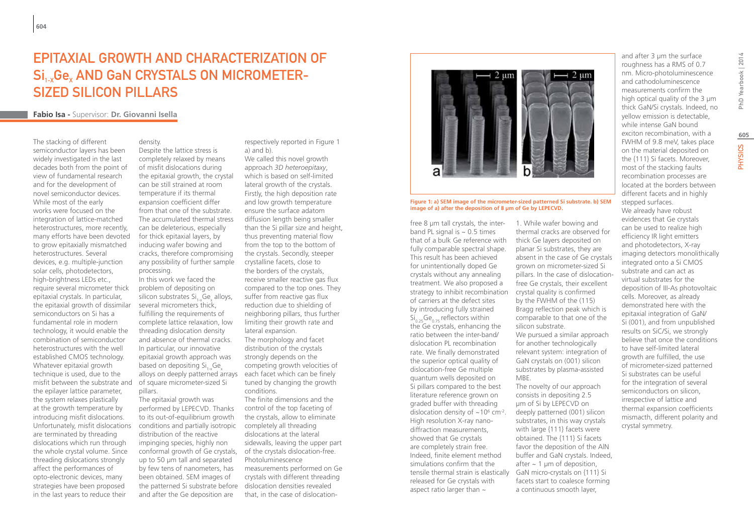# EPITAXIAL GROWTH AND CHARACTERIZATION OF $Si_{1-x}Ge_x$ AND GaN CRYSTALS ON MICROMETER-SIZED SILICON PILLARS

**Fabio Isa -** Supervisor: **Dr. Giovanni Isella**

The stacking of different semiconductor layers has been widely investigated in the last decades both from the point of view of fundamental research and for the development of novel semiconductor devices. While most of the early works were focused on the integration of lattice-matched heterostructures, more recently, many efforts have been devoted to grow epitaxially mismatched heterostructures. Several devices, e.g. multiple-junction solar cells, photodetectors, high-brightness LEDs etc., require several micrometer thick epitaxial crystals. In particular, the epitaxial growth of dissimilar semiconductors on Si has a fundamental role in modern technology, it would enable the combination of semiconductor heterostructures with the well established CMOS technology. Whatever epitaxial growth technique is used, due to the misfit between the substrate and the epilayer lattice parameter, the system relaxes plastically at the growth temperature by introducing misfit dislocations. Unfortunately, misfit dislocations are terminated by threading dislocations which run through the whole crystal volume. Since threading dislocations strongly affect the performances of opto-electronic devices, many strategies have been proposed in the last years to reduce their density.

Despite the lattice stress is completely relaxed by means of misfit dislocations during the epitaxial growth, the crystal can be still strained at room temperature if its thermal expansion coefficient differ from that one of the substrate. The accumulated thermal stress can be deleterious, especially for thick epitaxial layers, by inducing wafer bowing and cracks, therefore compromising any possibility of further sample processing.

In this work we faced the problem of depositing on silicon substrates $Si_{1-x}Ge_x$ alloys, several micrometers thick, fulfilling the requirements of complete lattice relaxation, low threading dislocation density and absence of thermal cracks. In particular, our innovative epitaxial growth approach was based on depositing $Si_{1-x}Ge_x$ alloys on deeply patterned arrays of square micrometer-sized Si pillars.

The epitaxial growth was performed by LEPECVD. Thanks to its out-of-equilibrium growth conditions and partially isotropic distribution of the reactive impinging species, highly non conformal growth of Ge crystals, up to 50 µm tall and separated by few tens of nanometers, has been obtained. SEM images of the patterned Si substrate before and after the Ge deposition are respectively reported in Figure 1 a) and b).

We called this novel growth approach *3D heteroepitaxy*, which is based on self-limited lateral growth of the crystals. Firstly, the high deposition rate and low growth temperature ensure the surface adatom diffusion length being smaller than the Si pillar size and height, thus preventing material flow from the top to the bottom of the crystals. Secondly, steeper crystalline facets, close to the borders of the crystals, receive smaller reactive gas flux compared to the top ones. They suffer from reactive gas flux reduction due to shielding of neighboring pillars, thus further limiting their growth rate and lateral expansion.

The morphology and facet distribution of the crystals strongly depends on the competing growth velocities of each facet which can be finely tuned by changing the growth conditions.

The finite dimensions and the control of the top faceting of the crystals, allow to eliminate completely all threading dislocations at the lateral sidewalls, leaving the upper part of the crystals dislocation-free. Photoluminescence measurements performed on Ge crystals with different threading dislocation densities revealed that, in the case of dislocation-free 8 µm tall crystals, the inter-band PL signal is ~ 0.5 times that of a bulk Ge reference with fully comparable spectral shape. This result has been achieved for unintentionally doped Ge crystals without any annealing treatment. We also proposed a strategy to inhibit recombination of carriers at the defect sites by introducing fully strained $Si_{0.25}Ge_{0.75}$ reflectors within the Ge crystals, enhancing the ratio between the inter-band/dislocation PL recombination rate. We finally demonstrated the superior optical quality of dislocation-free Ge multiple quantum wells deposited on Si pillars compared to the best literature reference grown on graded buffer with threading dislocation density of $\sim 10^6$ $cm^{-2}$. High resolution X-ray nano-diffraction measurements, showed that Ge crystals are completely strain free. Indeed, finite element method simulations confirm that the tensile thermal strain is elastically released for Ge crystals with aspect ratio larger than ~ 1. While wafer bowing and thermal cracks are observed for thick Ge layers deposited on planar Si substrates, they are absent in the case of Ge crystals grown on micrometer-sized Si pillars. In the case of dislocation-free Ge crystals, their excellent crystal quality is confirmed by the FWHM of the (115) Bragg reflection peak which is comparable to that one of the silicon substrate.

**Figure 1: a) SEM image of the micrometer-sized patterned Si substrate. b) SEM image of a) after the deposition of 8 µm of Ge by LEPECVD.**

We pursued a similar approach for another technologically relevant system: integration of GaN crystals on (001) silicon substrates by plasma-assisted MBE.

The novelty of our approach consists in depositing 2.5 µm of Si by LEPECVD on deeply patterned (001) silicon substrates, in this way crystals with large {111} facets were obtained. The {111} Si facets favor the deposition of the AlN buffer and GaN crystals. Indeed, after ~ 1 µm of deposition, GaN micro-crystals on {111} Si facets start to coalesce forming a continuous smooth layer, and after 3 µm the surface roughness has a RMS of 0.7 nm. Micro-photoluminescence and cathodoluminescence measurements confirm the high optical quality of the 3 µm thick GaN/Si crystals. Indeed, no yellow emission is detectable, while intense GaN bound exciton recombination, with a FWHM of 9.8 meV, takes place on the material deposited on the {111} Si facets. Moreover, most of the stacking faults recombination processes are located at the borders between different facets and in highly stepped surfaces.

We already have robust evidences that Ge crystals can be used to realize high efficiency IR light emitters and photodetectors, X-ray imaging detectors monolithically integrated onto a Si CMOS substrate and can act as virtual substrates for the deposition of III-As photovoltaic cells. Moreover, as already demonstrated here with the epitaxial integration of GaN/Si (001), and from unpublished results on SiC/Si, we strongly believe that once the conditions to have self-limited lateral growth are fulfilled, the use of micrometer-sized patterned Si substrates can be useful for the integration of several semiconductors on silicon, irrespective of lattice and thermal expansion coefficients mismacth, different polarity and crystal symmetry.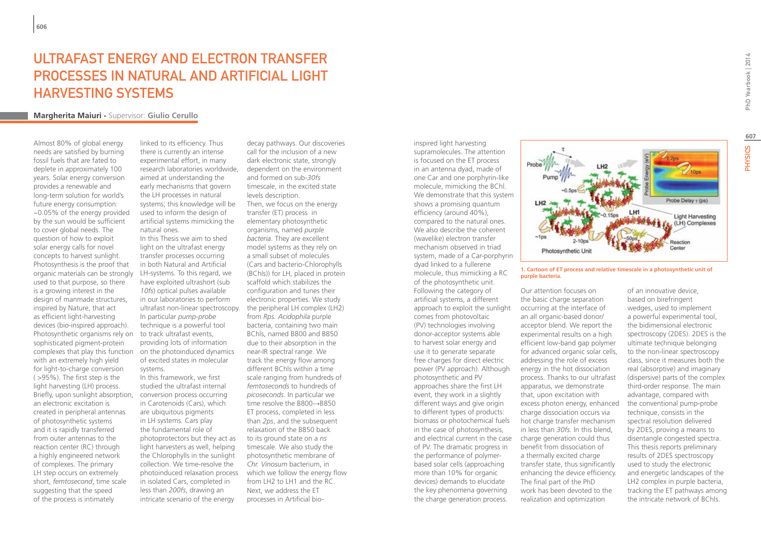# ULTRAFAST ENERGY AND ELECTRON TRANSFER PROCESSES IN NATURAL AND ARTIFICIAL LIGHT HARVESTING SYSTEMS

**Margherita Maiuri -** Supervisor: **Giulio Cerullo**

Almost 80% of global energy needs are satisfied by burning fossil fuels that are fated to deplete in approximately 100 years. Solar energy conversion provides a renewable and long-term solution for world's future energy consumption: ~0.05% of the energy provided by the sun would be sufficient to cover global needs. The question of how to exploit solar energy calls for novel concepts to harvest sunlight. Photosynthesis is the proof that organic materials can be strongly used to that purpose, so there is a growing interest in the design of manmade structures, inspired by Nature, that act as efficient light-harvesting devices (bio-inspired approach). Photosynthetic organisms rely on sophisticated pigment-protein complexes that play this function with an extremely high yield for light-to-charge conversion ( >95%). The first step is the light harvesting (LH) process. Briefly, upon sunlight absorption, an electronic excitation is created in peripheral antennas of photosynthetic systems and it is rapidly transferred from outer antennas to the reaction center (RC) through a highly engineered network of complexes. The primary LH step occurs on extremely short, *femtosecond*, time scale suggesting that the speed of the process is intimately linked to its efficiency. Thus there is currently an intense experimental effort, in many research laboratories worldwide, aimed at understanding the early mechanisms that govern the LH processes in natural systems; this knowledge will be used to inform the design of artificial systems mimicking the natural ones.

In this Thesis we aim to shed light on the ultrafast energy transfer processes occurring in both Natural and Artificial LH-systems. To this regard, we have exploited ultrashort (sub *10fs*) optical pulses available in our laboratories to perform ultrafast non-linear spectroscopy. In particular *pump-probe* technique is a powerful tool to track ultrafast events, providing lots of information on the photoinduced dynamics of excited states in molecular systems.

In this framework, we first studied the ultrafast internal conversion process occurring in Carotenoids (Cars), which are ubiquitous pigments in LH systems. Cars play the fundamental role of photoprotectors but they act as light harvesters as well, helping the Chlorophylls in the sunlight collection. We time-resolve the photoinduced relaxation process in isolated Cars, completed in less than *200fs*, drawing an intricate scenario of the energy decay pathways. Our discoveries call for the inclusion of a new dark electronic state, strongly dependent on the environment and formed on sub-*30fs* timescale, in the excited state levels description.

Then, we focus on the energy transfer (ET) process in elementary photosynthetic organisms, named *purple bacteria*. They are excellent model systems as they rely on a small subset of molecules (Cars and bacterio-Chlorophylls (BChls)) for LH, placed in protein scaffold which stabilizes the configuration and tunes their electronic properties. We study the peripheral LH complex (LH2) from *Rps. Acidophila* purple bacteria, containing two main BChls, named B800 and B850 due to their absorption in the near-IR spectral range. We track the energy flow among different BChls within a time scale ranging from hundreds of *femtoseconds* to hundreds of *picoseconds*. In particular we time resolve the B800→B850 ET process, completed in less than *2ps*, and the subsequent relaxation of the B850 back to its ground state on a *ns* timescale. We also study the photosynthetic membrane of *Chr. Vinosum* bacterium, in which we follow the energy flow from LH2 to LH1 and the RC.

Next, we address the ET processes in Artificial bio-inspired light harvesting supramolecules. The attention is focused on the ET process in an antenna dyad, made of one Car and one porphyrin-like molecule, mimicking the BChl. We demonstrate that this system shows a promising quantum efficiency (around 40%), compared to the natural ones. We also describe the coherent (wavelike) electron transfer mechanism observed in triad system, made of a Car-porphyrin dyad linked to a fullerene molecule, thus mimicking a RC of the photosynthetic unit.

Following the category of artificial systems, a different approach to exploit the sunlight comes from photovoltaic (PV) technologies involving donor-acceptor systems able to harvest solar energy and use it to generate separate free charges for direct electric power (PV approach). Although photosynthetic and PV approaches share the first LH event, they work in a slightly different ways and give origin to different types of products: biomass or photochemical fuels in the case of photosynthesis, and electrical current in the case of PV. The dramatic progress in the performance of polymer-based solar cells (approaching more than 10% for organic devices) demands to elucidate the key phenomena governing the charge generation process.

**1. Cartoon of ET process and relative timescale in a photosynthetic unit of purple bacteria.**

Our attention focuses on the basic charge separation occurring at the interface of an all organic-based donor/acceptor blend. We report the experimental results on a high efficient low-band gap polymer for advanced organic solar cells, addressing the role of excess energy in the hot dissociation process. Thanks to our ultrafast apparatus, we demonstrate that, upon excitation with excess photon energy, enhanced charge dissociation occurs via hot charge transfer mechanism in less than *30fs*. In this blend, charge generation could thus benefit from dissociation of a thermally excited charge transfer state, thus significantly enhancing the device efficiency.

The final part of the PhD work has been devoted to the realization and optimization of an innovative device, based on birefringent wedges, used to implement a powerful experimental tool, the bidimensional electronic spectroscopy (2DES). 2DES is the ultimate technique belonging to the non-linear spectroscopy class, since it measures both the real (absorptive) and imaginary (dispersive) parts of the complex third-order response. The main advantage, compared with the conventional pump-probe technique, consists in the spectral resolution delivered by 2DES, proving a means to disentangle congested spectra. This thesis reports preliminary results of 2DES spectroscopy used to study the electronic and energetic landscapes of the LH2 complex in purple bacteria, tracking the ET pathways among the intricate network of BChls.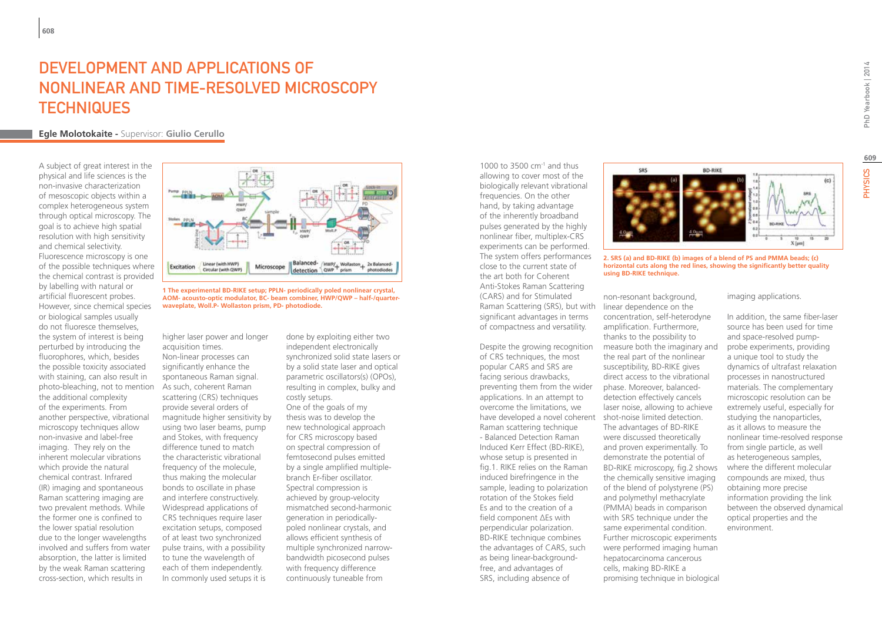# DEVELOPMENT AND APPLICATIONS OF NONLINEAR AND TIME-RESOLVED MICROSCOPY TECHNIQUES

**Egle Molotokaite -** Supervisor: **Giulio Cerullo**

A subject of great interest in the physical and life sciences is the non-invasive characterization of mesoscopic objects within a complex heterogeneous system through optical microscopy. The goal is to achieve high spatial resolution with high sensitivity and chemical selectivity. Fluorescence microscopy is one of the possible techniques where the chemical contrast is provided by labelling with natural or artificial fluorescent probes. However, since chemical species or biological samples usually do not fluoresce themselves, the system of interest is being perturbed by introducing the fluorophores, which, besides the possible toxicity associated with staining, can also result in photo-bleaching, not to mention the additional complexity of the experiments. From another perspective, vibrational microscopy techniques allow non-invasive and label-free imaging. They rely on the inherent molecular vibrations which provide the natural chemical contrast. Infrared (IR) imaging and spontaneous Raman scattering imaging are two prevalent methods. While the former one is confined to the lower spatial resolution due to the longer wavelengths involved and suffers from water absorption, the latter is limited by the weak Raman scattering cross-section, which results in higher laser power and longer acquisition times.

Non-linear processes can significantly enhance the spontaneous Raman signal. As such, coherent Raman scattering (CRS) techniques provide several orders of magnitude higher sensitivity by using two laser beams, pump and Stokes, with frequency difference tuned to match the characteristic vibrational frequency of the molecule, thus making the molecular bonds to oscillate in phase and interfere constructively. Widespread applications of CRS techniques require laser excitation setups, composed of at least two synchronized pulse trains, with a possibility to tune the wavelength of each of them independently. In commonly used setups it is done by exploiting either two independent electronically synchronized solid state lasers or by a solid state laser and optical parametric oscillators(s) (OPOs), resulting in complex, bulky and costly setups.

One of the goals of my thesis was to develop the new technological approach for CRS microscopy based on spectral compression of femtosecond pulses emitted by a single amplified multiple-branch Er-fiber oscillator. Spectral compression is achieved by group-velocity mismatched second-harmonic generation in periodically-poled nonlinear crystals, and allows efficient synthesis of multiple synchronized narrow-bandwidth picosecond pulses with frequency difference continuously tuneable from 1000 to 3500 cm$^{-1}$ and thus allowing to cover most of the biologically relevant vibrational frequencies. On the other hand, by taking advantage of the inherently broadband pulses generated by the highly nonlinear fiber, multiplex-CRS experiments can be performed. The system offers performances close to the current state of the art both for Coherent Anti-Stokes Raman Scattering (CARS) and for Stimulated Raman Scattering (SRS), but with significant advantages in terms of compactness and versatility.

**1 The experimental BD-RIKE setup; PPLN- periodically poled nonlinear crystal, AOM- acousto-optic modulator, BC- beam combiner, HWP/QWP – half-/quarter-waveplate, Woll.P- Wollaston prism, PD- photodiode.**

Despite the growing recognition of CRS techniques, the most popular CARS and SRS are facing serious drawbacks, preventing them from the wider applications. In an attempt to overcome the limitations, we have developed a novel coherent Raman scattering technique - Balanced Detection Raman Induced Kerr Effect (BD-RIKE), whose setup is presented in fig.1. RIKE relies on the Raman induced birefringence in the sample, leading to polarization rotation of the Stokes field Es and to the creation of a field component ΔEs with perpendicular polarization. BD-RIKE technique combines the advantages of CARS, such as being linear-background-free, and advantages of SRS, including absence of non-resonant background, linear dependence on the concentration, self-heterodyne amplification. Furthermore, thanks to the possibility to measure both the imaginary and the real part of the nonlinear susceptibility, BD-RIKE gives direct access to the vibrational phase. Moreover, balanced-detection effectively cancels laser noise, allowing to achieve shot-noise limited detection. The advantages of BD-RIKE were discussed theoretically and proven experimentally. To demonstrate the potential of BD-RIKE microscopy, fig.2 shows the chemically sensitive imaging of the blend of polystyrene (PS) and polymethyl methacrylate (PMMA) beads in comparison with SRS technique under the same experimental condition. Further microscopic experiments were performed imaging human hepatocarcinoma cancerous cells, making BD-RIKE a promising technique in biological imaging applications.

**2. SRS (a) and BD-RIKE (b) images of a blend of PS and PMMA beads; (c) horizontal cuts along the red lines, showing the significantly better quality using BD-RIKE technique.**

In addition, the same fiber-laser source has been used for time and space-resolved pump-probe experiments, providing a unique tool to study the dynamics of ultrafast relaxation processes in nanostructured materials. The complementary microscopic resolution can be extremely useful, especially for studying the nanoparticles, as it allows to measure the nonlinear time-resolved response from single particle, as well as heterogeneous samples, where the different molecular compounds are mixed, thus obtaining more precise information providing the link between the observed dynamical optical properties and the environment.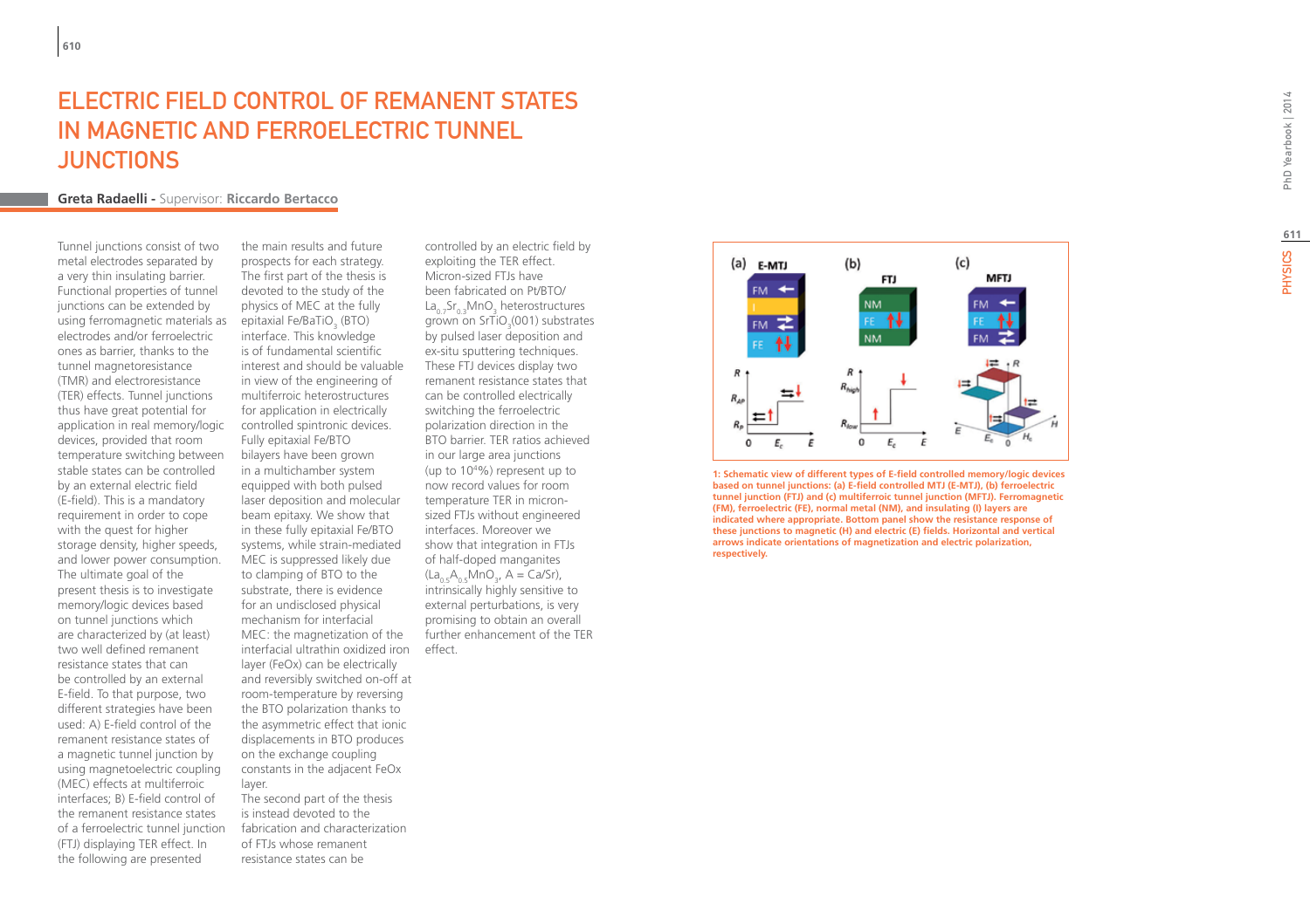# ELECTRIC FIELD CONTROL OF REMANENT STATES IN MAGNETIC AND FERROELECTRIC TUNNEL JUNCTIONS

**Greta Radaelli -** Supervisor: **Riccardo Bertacco**

Tunnel junctions consist of two metal electrodes separated by a very thin insulating barrier. Functional properties of tunnel junctions can be extended by using ferromagnetic materials as electrodes and/or ferroelectric ones as barrier, thanks to the tunnel magnetoresistance (TMR) and electroresistance (TER) effects. Tunnel junctions thus have great potential for application in real memory/logic devices, provided that room temperature switching between stable states can be controlled by an external electric field (E-field). This is a mandatory requirement in order to cope with the quest for higher storage density, higher speeds, and lower power consumption. The ultimate goal of the present thesis is to investigate memory/logic devices based on tunnel junctions which are characterized by (at least) two well defined remanent resistance states that can be controlled by an external E-field. To that purpose, two different strategies have been used: A) E-field control of the remanent resistance states of a magnetic tunnel junction by using magnetoelectric coupling (MEC) effects at multiferroic interfaces; B) E-field control of the remanent resistance states of a ferroelectric tunnel junction (FTJ) displaying TER effect. In the following are presented the main results and future prospects for each strategy. The first part of the thesis is devoted to the study of the physics of MEC at the fully epitaxial Fe/$BaTiO_3$ (BTO) interface. This knowledge is of fundamental scientific interest and should be valuable in view of the engineering of multiferroic heterostructures for application in electrically controlled spintronic devices. Fully epitaxial Fe/BTO bilayers have been grown in a multichamber system equipped with both pulsed laser deposition and molecular beam epitaxy. We show that in these fully epitaxial Fe/BTO systems, while strain-mediated MEC is suppressed likely due to clamping of BTO to the substrate, there is evidence for an undisclosed physical mechanism for interfacial MEC: the magnetization of the interfacial ultrathin oxidized iron layer (FeOx) can be electrically and reversibly switched on-off at room-temperature by reversing the BTO polarization thanks to the asymmetric effect that ionic displacements in BTO produces on the exchange coupling constants in the adjacent FeOx layer.

The second part of the thesis is instead devoted to the fabrication and characterization of FTJs whose remanent resistance states can be controlled by an electric field by exploiting the TER effect. Micron-sized FTJs have been fabricated on Pt/BTO/$La_{0.7}Sr_{0.3}MnO_3$ heterostructures grown on $SrTiO_3$(001) substrates by pulsed laser deposition and ex-situ sputtering techniques. These FTJ devices display two remanent resistance states that can be controlled electrically switching the ferroelectric polarization direction in the BTO barrier. TER ratios achieved in our large area junctions (up to $10^4$%) represent up to now record values for room temperature TER in micron-sized FTJs without engineered interfaces. Moreover we show that integration in FTJs of half-doped manganites ($La_{0.5}A_{0.5}MnO_3$, A = Ca/Sr), intrinsically highly sensitive to external perturbations, is very promising to obtain an overall further enhancement of the TER effect.

**1: Schematic view of different types of E-field controlled memory/logic devices based on tunnel junctions: (a) E-field controlled MTJ (E-MTJ), (b) ferroelectric tunnel junction (FTJ) and (c) multiferroic tunnel junction (MFTJ). Ferromagnetic (FM), ferroelectric (FE), normal metal (NM), and insulating (I) layers are indicated where appropriate. Bottom panel show the resistance response of these junctions to magnetic (H) and electric (E) fields. Horizontal and vertical arrows indicate orientations of magnetization and electric polarization, respectively.**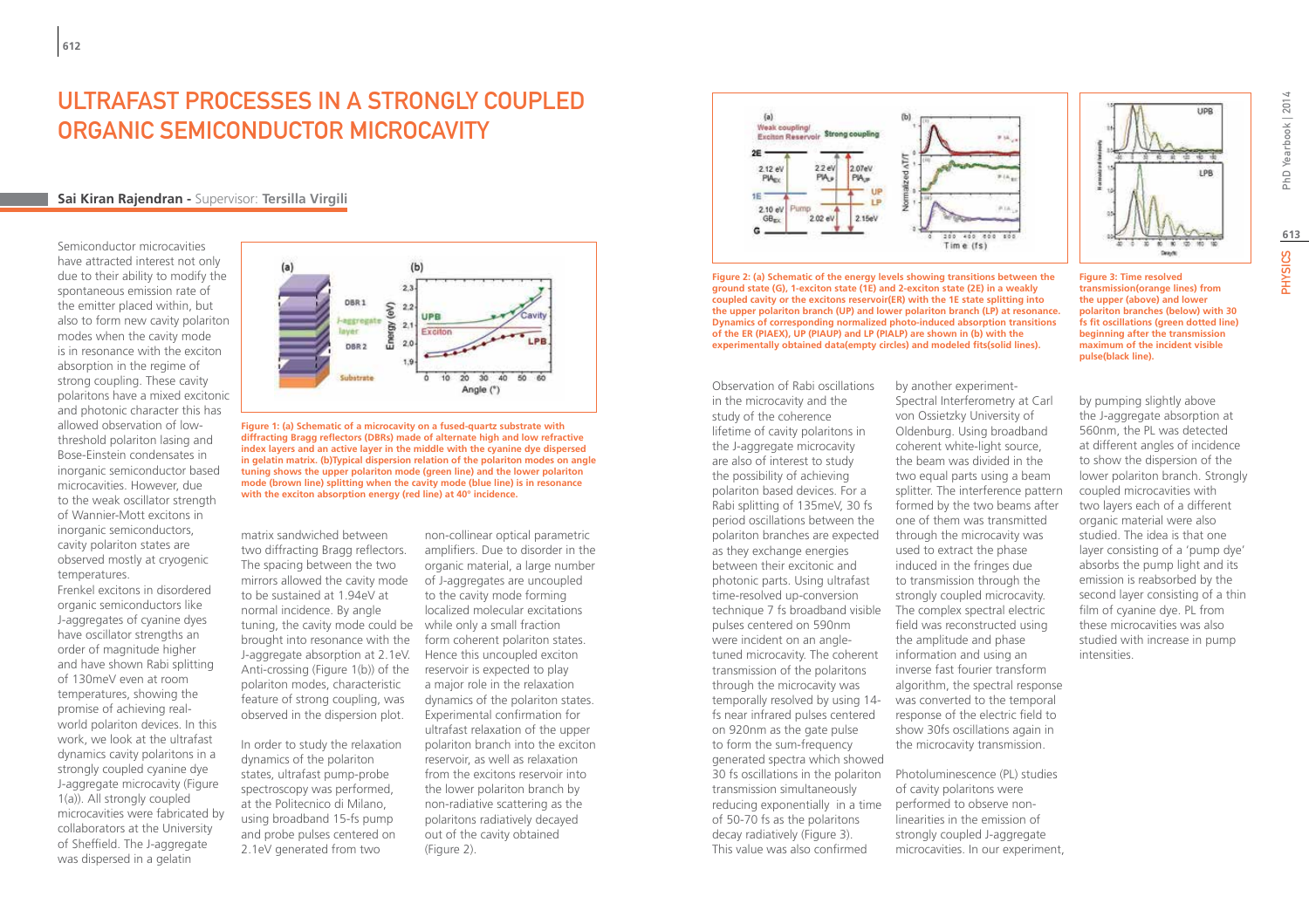# ULTRAFAST PROCESSES IN A STRONGLY COUPLED ORGANIC SEMICONDUCTOR MICROCAVITY

**Sai Kiran Rajendran** - Supervisor: **Tersilla Virgili**

Semiconductor microcavities have attracted interest not only due to their ability to modify the spontaneous emission rate of the emitter placed within, but also to form new cavity polariton modes when the cavity mode is in resonance with the exciton absorption in the regime of strong coupling. These cavity polaritons have a mixed excitonic and photonic character this has allowed observation of low-threshold polariton lasing and Bose-Einstein condensates in inorganic semiconductor based microcavities. However, due to the weak oscillator strength of Wannier-Mott excitons in inorganic semiconductors, cavity polariton states are observed mostly at cryogenic temperatures.

Frenkel excitons in disordered organic semiconductors like J-aggregates of cyanine dyes have oscillator strengths an order of magnitude higher and have shown Rabi splitting of 130meV even at room temperatures, showing the promise of achieving real-world polariton devices. In this work, we look at the ultrafast dynamics cavity polaritons in a strongly coupled cyanine dye J-aggregate microcavity (Figure 1(a)). All strongly coupled microcavities were fabricated by collaborators at the University of Sheffield. The J-aggregate was dispersed in a gelatin matrix sandwiched between two diffracting Bragg reflectors. The spacing between the two mirrors allowed the cavity mode to be sustained at 1.94eV at normal incidence. By angle tuning, the cavity mode could be brought into resonance with the J-aggregate absorption at 2.1eV. Anti-crossing (Figure 1(b)) of the polariton modes, characteristic feature of strong coupling, was observed in the dispersion plot.

(a)

DBR 1

J-aggregate layer

DBR 2

Substrate

(b)

Energy (eV)

UPB

Exciton

Cavity

LPB

Angle (°)

**Figure 1: (a) Schematic of a microcavity on a fused-quartz substrate with diffracting Bragg reflectors (DBRs) made of alternate high and low refractive index layers and an active layer in the middle with the cyanine dye dispersed in gelatin matrix. (b)Typical dispersion relation of the polariton modes on angle tuning shows the upper polariton mode (green line) and the lower polariton mode (brown line) splitting when the cavity mode (blue line) is in resonance with the exciton absorption energy (red line) at 40° incidence.**

In order to study the relaxation dynamics of the polariton states, ultrafast pump-probe spectroscopy was performed, at the Politecnico di Milano, using broadband 15-fs pump and probe pulses centered on 2.1eV generated from two non-collinear optical parametric amplifiers. Due to disorder in the organic material, a large number of J-aggregates are uncoupled to the cavity mode forming localized molecular excitations while only a small fraction form coherent polariton states. Hence this uncoupled exciton reservoir is expected to play a major role in the relaxation dynamics of the polariton states. Experimental confirmation for ultrafast relaxation of the upper polariton branch into the exciton reservoir, as well as relaxation from the excitons reservoir into the lower polariton branch by non-radiative scattering as the polaritons radiatively decayed out of the cavity obtained (Figure 2).

(a)

Weak coupling/ Exciton Reservoir

Strong coupling

2E

2.12 eV $PIA_{EX}$

2.2 eV $PIA_{UP}$

2.07eV $PIA_{LP}$

1E

UP

LP

2.10 eV $GB_{EX}$

Pump

2.02 eV

2.15eV

G

(b)

Normalized ΔT/T

Time (fs)

**Figure 2: (a) Schematic of the energy levels showing transitions between the ground state (G), 1-exciton state (1E) and 2-exciton state (2E) in a weakly coupled cavity or the excitons reservoir(ER) with the 1E state splitting into the upper polariton branch (UP) and lower polariton branch (LP) at resonance. Dynamics of corresponding normalized photo-induced absorption transitions of the ER (PIAEX), UP (PIAUP) and LP (PIALP) are shown in (b) with the experimentally obtained data(empty circles) and modeled fits(solid lines).**

Observation of Rabi oscillations in the microcavity and the study of the coherence lifetime of cavity polaritons in the J-aggregate microcavity are also of interest to study the possibility of achieving polariton based devices. For a Rabi splitting of 135meV, 30 fs period oscillations between the polariton branches are expected as they exchange energies between their excitonic and photonic parts. Using ultrafast time-resolved up-conversion technique 7 fs broadband visible pulses centered on 590nm were incident on an angle-tuned microcavity. The coherent transmission of the polaritons through the microcavity was temporally resolved by using 14-fs near infrared pulses centered on 920nm as the gate pulse to form the sum-frequency generated spectra which showed 30 fs oscillations in the polariton transmission simultaneously reducing exponentially in a time of 50-70 fs as the polaritons decay radiatively (Figure 3). This value was also confirmed by another experiment-Spectral Interferometry at Carl von Ossietzky University of Oldenburg. Using broadband coherent white-light source, the beam was divided in the two equal parts using a beam splitter. The interference pattern formed by the two beams after one of them was transmitted through the microcavity was used to extract the phase induced in the fringes due to transmission through the strongly coupled microcavity. The complex spectral electric field was reconstructed using the amplitude and phase information and using an inverse fast fourier transform algorithm, the spectral response was converted to the temporal response of the electric field to show 30fs oscillations again in the microcavity transmission.

UPB

LPB

**Figure 3: Time resolved transmission(orange lines) from the upper (above) and lower polariton branches (below) with 30 fs fit oscillations (green dotted line) beginning after the transmission maximum of the incident visible pulse(black line).**

Photoluminescence (PL) studies of cavity polaritons were performed to observe non-linearities in the emission of strongly coupled J-aggregate microcavities. In our experiment, by pumping slightly above the J-aggregate absorption at 560nm, the PL was detected at different angles of incidence to show the dispersion of the lower polariton branch. Strongly coupled microcavities with two layers each of a different organic material were also studied. The idea is that one layer consisting of a 'pump dye' absorbs the pump light and its emission is reabsorbed by the second layer consisting of a thin film of cyanine dye. PL from these microcavities was also studied with increase in pump intensities.